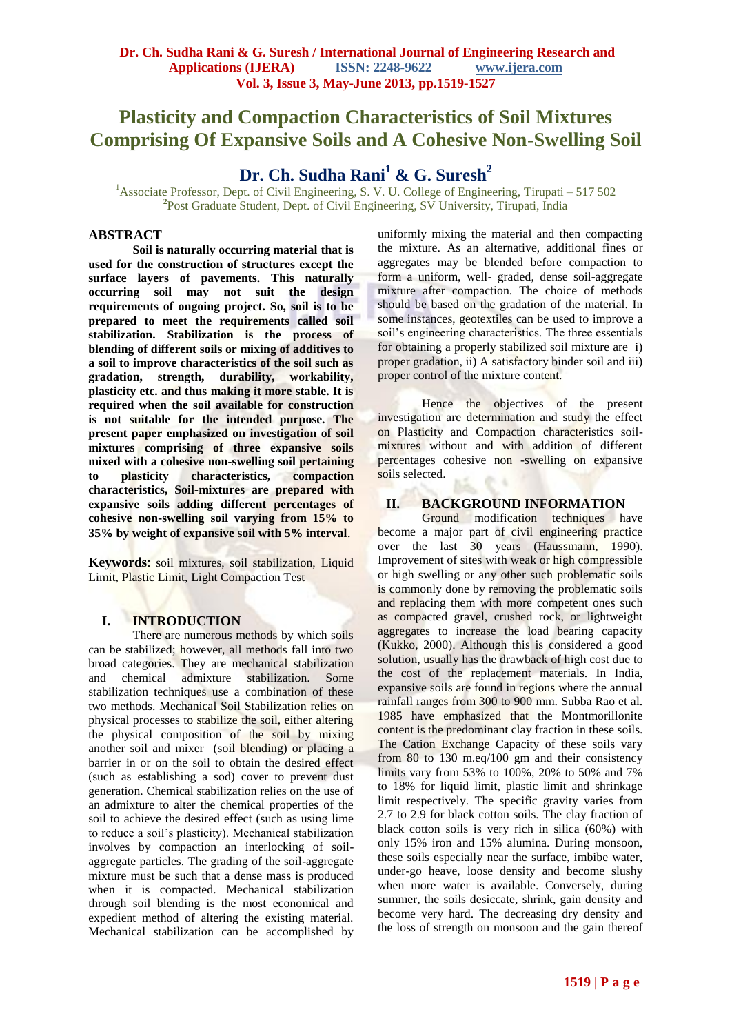# Plasticity and Compaction Characteristics of Soil Mixtures Comprising Of Expansive Soils and A Cohesive Non-Swelling Soil

**Dr. Ch. Sudha Rani[1] & G. Suresh[2]**

[1]Associate Professor, Dept. of Civil Engineering, S. V. U. College of Engineering, Tirupati – 517 502
[2]Post Graduate Student, Dept. of Civil Engineering, SV University, Tirupati, India

## ABSTRACT

**Soil is naturally occurring material that is used for the construction of structures except the surface layers of pavements. This naturally occurring soil may not suit the design requirements of ongoing project. So, soil is to be prepared to meet the requirements called soil stabilization. Stabilization is the process of blending of different soils or mixing of additives to a soil to improve characteristics of the soil such as gradation, strength, durability, workability, plasticity etc. and thus making it more stable. It is required when the soil available for construction is not suitable for the intended purpose. The present paper emphasized on investigation of soil mixtures comprising of three expansive soils mixed with a cohesive non-swelling soil pertaining to plasticity characteristics, compaction characteristics, Soil-mixtures are prepared with expansive soils adding different percentages of cohesive non-swelling soil varying from 15% to 35% by weight of expansive soil with 5% interval**.

**Keywords**: soil mixtures, soil stabilization, Liquid Limit, Plastic Limit, Light Compaction Test

## I. INTRODUCTION

There are numerous methods by which soils can be stabilized; however, all methods fall into two broad categories. They are mechanical stabilization and chemical admixture stabilization. Some stabilization techniques use a combination of these two methods. Mechanical Soil Stabilization relies on physical processes to stabilize the soil, either altering the physical composition of the soil by mixing another soil and mixer (soil blending) or placing a barrier in or on the soil to obtain the desired effect (such as establishing a sod) cover to prevent dust generation. Chemical stabilization relies on the use of an admixture to alter the chemical properties of the soil to achieve the desired effect (such as using lime to reduce a soil's plasticity). Mechanical stabilization involves by compaction an interlocking of soil-aggregate particles. The grading of the soil-aggregate mixture must be such that a dense mass is produced when it is compacted. Mechanical stabilization through soil blending is the most economical and expedient method of altering the existing material. Mechanical stabilization can be accomplished by uniformly mixing the material and then compacting the mixture. As an alternative, additional fines or aggregates may be blended before compaction to form a uniform, well- graded, dense soil-aggregate mixture after compaction. The choice of methods should be based on the gradation of the material. In some instances, geotextiles can be used to improve a soil's engineering characteristics. The three essentials for obtaining a properly stabilized soil mixture are i) proper gradation, ii) A satisfactory binder soil and iii) proper control of the mixture content.

Hence the objectives of the present investigation are determination and study the effect on Plasticity and Compaction characteristics soil-mixtures without and with addition of different percentages cohesive non -swelling on expansive soils selected.

## II. BACKGROUND INFORMATION

Ground modification techniques have become a major part of civil engineering practice over the last 30 years (Haussmann, 1990). Improvement of sites with weak or high compressible or high swelling or any other such problematic soils is commonly done by removing the problematic soils and replacing them with more competent ones such as compacted gravel, crushed rock, or lightweight aggregates to increase the load bearing capacity (Kukko, 2000). Although this is considered a good solution, usually has the drawback of high cost due to the cost of the replacement materials. In India, expansive soils are found in regions where the annual rainfall ranges from 300 to 900 mm. Subba Rao et al. 1985 have emphasized that the Montmorillonite content is the predominant clay fraction in these soils. The Cation Exchange Capacity of these soils vary from 80 to 130 m.eq/100 gm and their consistency limits vary from 53% to 100%, 20% to 50% and 7% to 18% for liquid limit, plastic limit and shrinkage limit respectively. The specific gravity varies from 2.7 to 2.9 for black cotton soils. The clay fraction of black cotton soils is very rich in silica (60%) with only 15% iron and 15% alumina. During monsoon, these soils especially near the surface, imbibe water, under-go heave, loose density and become slushy when more water is available. Conversely, during summer, the soils desiccate, shrink, gain density and become very hard. The decreasing dry density and the loss of strength on monsoon and the gain thereof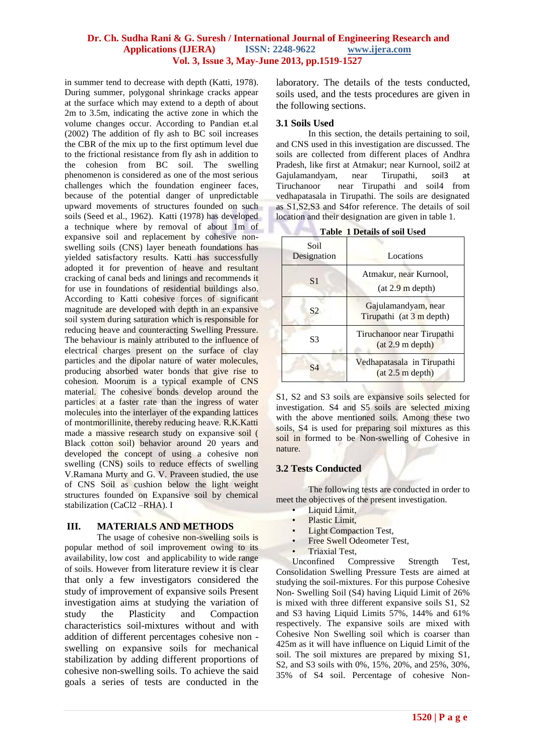in summer tend to decrease with depth (Katti, 1978). During summer, polygonal shrinkage cracks appear at the surface which may extend to a depth of about 2m to 3.5m, indicating the active zone in which the volume changes occur. According to Pandian et.al (2002) The addition of fly ash to BC soil increases the CBR of the mix up to the first optimum level due to the frictional resistance from fly ash in addition to the cohesion from BC soil. The swelling phenomenon is considered as one of the most serious challenges which the foundation engineer faces, because of the potential danger of unpredictable upward movements of structures founded on such soils (Seed et al., 1962). Katti (1978) has developed a technique where by removal of about 1m of expansive soil and replacement by cohesive non-swelling soils (CNS) layer beneath foundations has yielded satisfactory results. Katti has successfully adopted it for prevention of heave and resultant cracking of canal beds and linings and recommends it for use in foundations of residential buildings also. According to Katti cohesive forces of significant magnitude are developed with depth in an expansive soil system during saturation which is responsible for reducing heave and counteracting Swelling Pressure. The behaviour is mainly attributed to the influence of electrical charges present on the surface of clay particles and the dipolar nature of water molecules, producing absorbed water bonds that give rise to cohesion. Moorum is a typical example of CNS material. The cohesive bonds develop around the particles at a faster rate than the ingress of water molecules into the interlayer of the expanding lattices of montmorillinite, thereby reducing heave. R.K.Katti made a massive research study on expansive soil ( Black cotton soil) behavior around 20 years and developed the concept of using a cohesive non swelling (CNS) soils to reduce effects of swelling V.Ramana Murty and G. V. Praveen studied, the use of CNS Soil as cushion below the light weight structures founded on Expansive soil by chemical stabilization ($CaCl_2$ –RHA). I

## III. MATERIALS AND METHODS

The usage of cohesive non-swelling soils is popular method of soil improvement owing to its availability, low cost and applicability to wide range of soils. However from literature review it is clear that only a few investigators considered the study of improvement of expansive soils Present investigation aims at studying the variation of study the Plasticity and Compaction characteristics soil-mixtures without and with addition of different percentages cohesive non - swelling on expansive soils for mechanical stabilization by adding different proportions of cohesive non-swelling soils. To achieve the said goals a series of tests are conducted in the laboratory. The details of the tests conducted, soils used, and the tests procedures are given in the following sections.

### 3.1 Soils Used

In this section, the details pertaining to soil, and CNS used in this investigation are discussed. The soils are collected from different places of Andhra Pradesh, like first at Atmakur; near Kurnool, soil2 at Gajulamandyam, near Tirupathi, soil3 at Tiruchanoor near Tirupathi and soil4 from vedhapatasala in Tirupathi. The soils are designated as S1,S2,S3 and S4for reference. The details of soil location and their designation are given in table 1.

**Table 1 Details of soil Used**

| Soil Designation | Locations |
|---|---|
| S1 | Atmakur, near Kurnool, (at 2.9 m depth) |
| S2 | Gajulamandyam, near Tirupathi (at 3 m depth) |
| S3 | Tiruchanoor near Tirupathi (at 2.9 m depth) |
| S4 | Vedhapatasala in Tirupathi (at 2.5 m depth) |

S1, S2 and S3 soils are expansive soils selected for investigation. S4 and S5 soils are selected mixing with the above mentioned soils. Among these two soils, S4 is used for preparing soil mixtures as this soil in formed to be Non-swelling of Cohesive in nature.

### 3.2 Tests Conducted

The following tests are conducted in order to meet the objectives of the present investigation.

- Liquid Limit,
- Plastic Limit,
- Light Compaction Test,
- Free Swell Odeometer Test,
- Triaxial Test,

Unconfined Compressive Strength Test, Consolidation Swelling Pressure Tests are aimed at studying the soil-mixtures. For this purpose Cohesive Non- Swelling Soil (S4) having Liquid Limit of 26% is mixed with three different expansive soils S1, S2 and S3 having Liquid Limits 57%, 144% and 61% respectively. The expansive soils are mixed with Cohesive Non Swelling soil which is coarser than 425m as it will have influence on Liquid Limit of the soil. The soil mixtures are prepared by mixing S1, S2, and S3 soils with 0%, 15%, 20%, and 25%, 30%, 35% of S4 soil. Percentage of cohesive Non-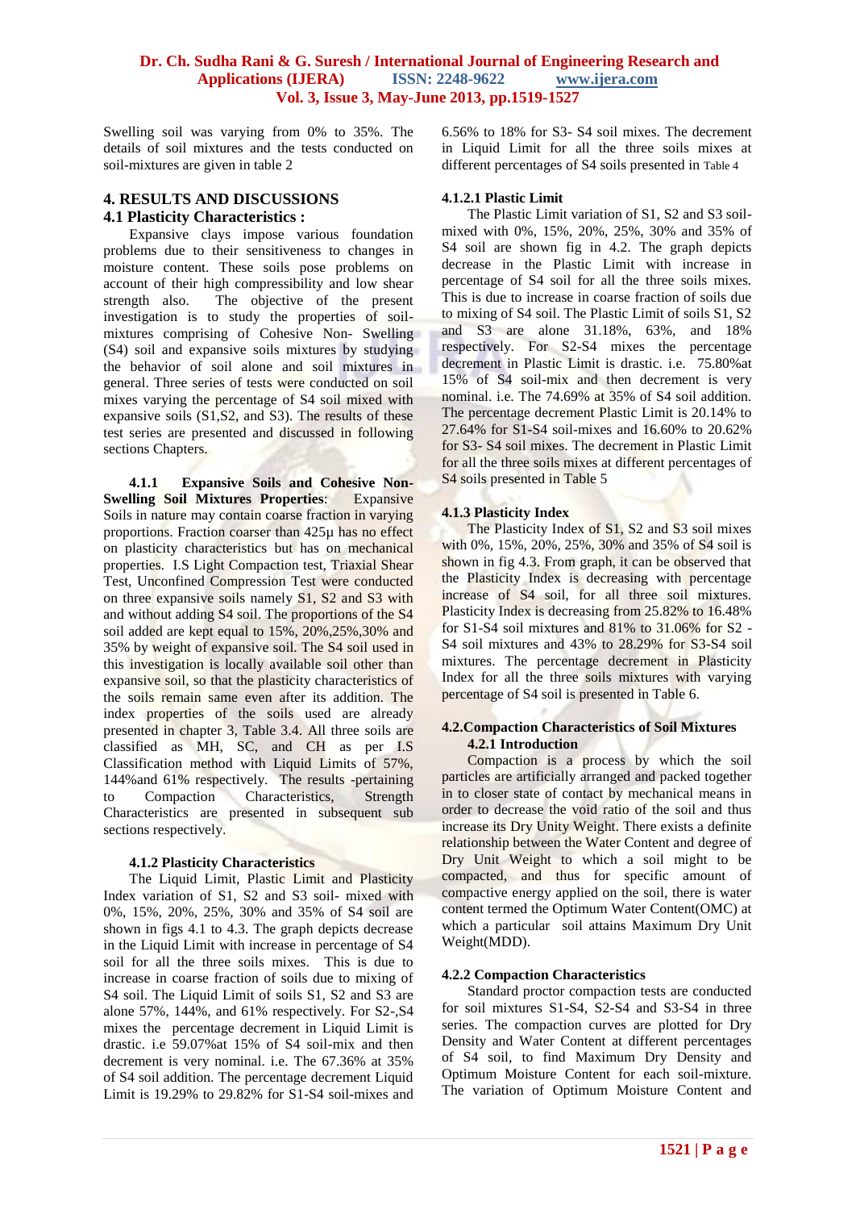Swelling soil was varying from 0% to 35%. The details of soil mixtures and the tests conducted on soil-mixtures are given in table 2

## 4. RESULTS AND DISCUSSIONS

### 4.1 Plasticity Characteristics :

Expansive clays impose various foundation problems due to their sensitiveness to changes in moisture content. These soils pose problems on account of their high compressibility and low shear strength also. The objective of the present investigation is to study the properties of soil-mixtures comprising of Cohesive Non- Swelling (S4) soil and expansive soils mixtures by studying the behavior of soil alone and soil mixtures in general. Three series of tests were conducted on soil mixes varying the percentage of S4 soil mixed with expansive soils (S1,S2, and S3). The results of these test series are presented and discussed in following sections Chapters.

**4.1.1 Expansive Soils and Cohesive Non-Swelling Soil Mixtures Properties**: Expansive Soils in nature may contain coarse fraction in varying proportions. Fraction coarser than 425μ has no effect on plasticity characteristics but has on mechanical properties. I.S Light Compaction test, Triaxial Shear Test, Unconfined Compression Test were conducted on three expansive soils namely S1, S2 and S3 with and without adding S4 soil. The proportions of the S4 soil added are kept equal to 15%, 20%,25%,30% and 35% by weight of expansive soil. The S4 soil used in this investigation is locally available soil other than expansive soil, so that the plasticity characteristics of the soils remain same even after its addition. The index properties of the soils used are already presented in chapter 3, Table 3.4. All three soils are classified as MH, SC, and CH as per I.S Classification method with Liquid Limits of 57%, 144%and 61% respectively. The results -pertaining to Compaction Characteristics, Strength Characteristics are presented in subsequent sub sections respectively.

#### 4.1.2 Plasticity Characteristics

The Liquid Limit, Plastic Limit and Plasticity Index variation of S1, S2 and S3 soil- mixed with 0%, 15%, 20%, 25%, 30% and 35% of S4 soil are shown in figs 4.1 to 4.3. The graph depicts decrease in the Liquid Limit with increase in percentage of S4 soil for all the three soils mixes. This is due to increase in coarse fraction of soils due to mixing of S4 soil. The Liquid Limit of soils S1, S2 and S3 are alone 57%, 144%, and 61% respectively. For S2-,S4 mixes the percentage decrement in Liquid Limit is drastic. i.e 59.07%at 15% of S4 soil-mix and then decrement is very nominal. i.e. The 67.36% at 35% of S4 soil addition. The percentage decrement Liquid Limit is 19.29% to 29.82% for S1-S4 soil-mixes and 6.56% to 18% for S3- S4 soil mixes. The decrement in Liquid Limit for all the three soils mixes at different percentages of S4 soils presented in Table 4

#### 4.1.2.1 Plastic Limit

The Plastic Limit variation of S1, S2 and S3 soil-mixed with 0%, 15%, 20%, 25%, 30% and 35% of S4 soil are shown fig in 4.2. The graph depicts decrease in the Plastic Limit with increase in percentage of S4 soil for all the three soils mixes. This is due to increase in coarse fraction of soils due to mixing of S4 soil. The Plastic Limit of soils S1, S2 and S3 are alone 31.18%, 63%, and 18% respectively. For S2-S4 mixes the percentage decrement in Plastic Limit is drastic. i.e. 75.80%at 15% of S4 soil-mix and then decrement is very nominal. i.e. The 74.69% at 35% of S4 soil addition. The percentage decrement Plastic Limit is 20.14% to 27.64% for S1-S4 soil-mixes and 16.60% to 20.62% for S3- S4 soil mixes. The decrement in Plastic Limit for all the three soils mixes at different percentages of S4 soils presented in Table 5

### 4.1.3 Plasticity Index

The Plasticity Index of S1, S2 and S3 soil mixes with 0%, 15%, 20%, 25%, 30% and 35% of S4 soil is shown in fig 4.3. From graph, it can be observed that the Plasticity Index is decreasing with percentage increase of S4 soil, for all three soil mixtures. Plasticity Index is decreasing from 25.82% to 16.48% for S1-S4 soil mixtures and 81% to 31.06% for S2 - S4 soil mixtures and 43% to 28.29% for S3-S4 soil mixtures. The percentage decrement in Plasticity Index for all the three soils mixtures with varying percentage of S4 soil is presented in Table 6.

### 4.2.Compaction Characteristics of Soil Mixtures

#### 4.2.1 Introduction

Compaction is a process by which the soil particles are artificially arranged and packed together in to closer state of contact by mechanical means in order to decrease the void ratio of the soil and thus increase its Dry Unity Weight. There exists a definite relationship between the Water Content and degree of Dry Unit Weight to which a soil might to be compacted, and thus for specific amount of compactive energy applied on the soil, there is water content termed the Optimum Water Content(OMC) at which a particular soil attains Maximum Dry Unit Weight(MDD).

#### 4.2.2 Compaction Characteristics

Standard proctor compaction tests are conducted for soil mixtures S1-S4, S2-S4 and S3-S4 in three series. The compaction curves are plotted for Dry Density and Water Content at different percentages of S4 soil, to find Maximum Dry Density and Optimum Moisture Content for each soil-mixture. The variation of Optimum Moisture Content and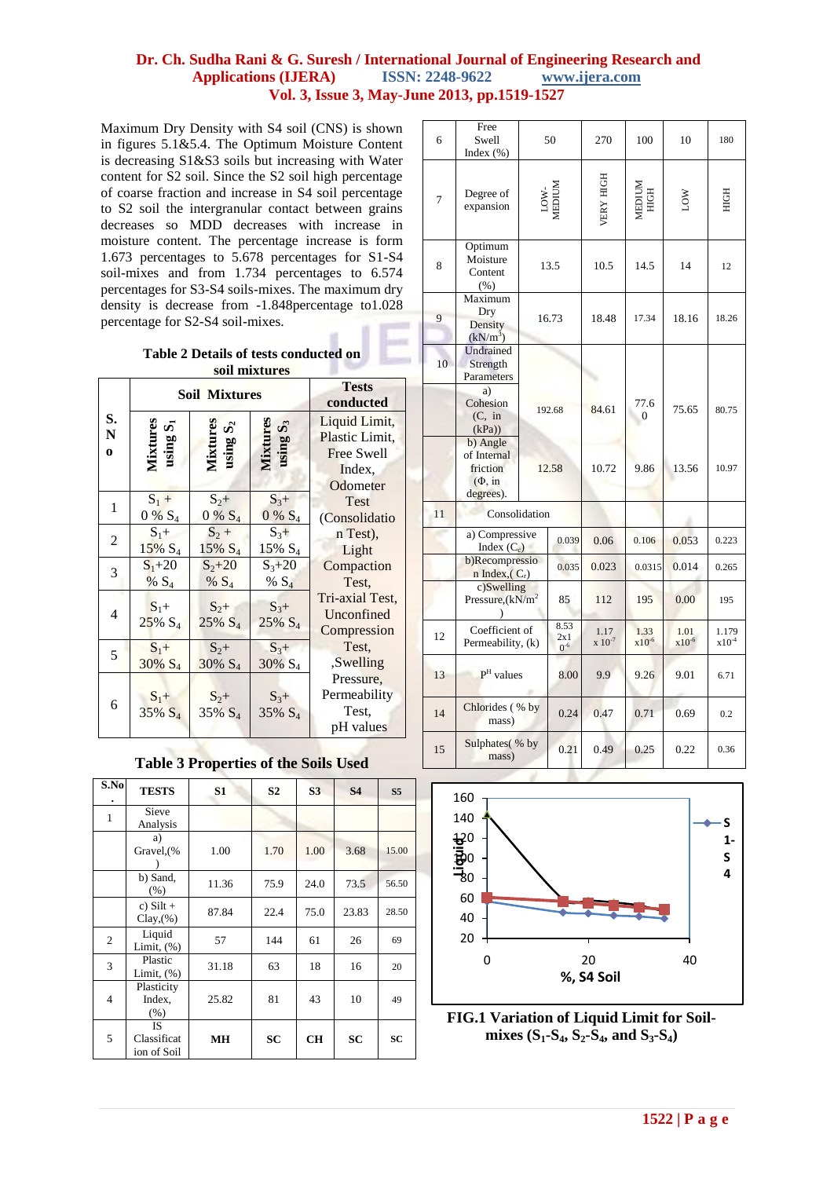Maximum Dry Density with S4 soil (CNS) is shown in figures 5.1&5.4. The Optimum Moisture Content is decreasing S1&S3 soils but increasing with Water content for S2 soil. Since the S2 soil high percentage of coarse fraction and increase in S4 soil percentage to S2 soil the intergranular contact between grains decreases so MDD decreases with increase in moisture content. The percentage increase is form 1.673 percentages to 5.678 percentages for S1-S4 soil-mixes and from 1.734 percentages to 6.574 percentages for S3-S4 soils-mixes. The maximum dry density is decrease from -1.848percentage to1.028 percentage for S2-S4 soil-mixes.

**Table 2 Details of tests conducted on soil mixtures**

| S. No | Soil Mixtures | | | Tests conducted |
|---|---|---|---|---|
| | Mixtures using $S_1$ | Mixtures using $S_2$ | Mixtures using $S_3$ | Liquid Limit, Plastic Limit, Free Swell Index, Odometer Test (Consolidation Test), Light Compaction Test, Tri-axial Test, Unconfined Compression Test, ,Swelling Pressure, Permeability Test, pH values |
| 1 | $S_1$ + 0 % $S_4$ | $S_2$+ 0 % $S_4$ | $S_3$+ 0 % $S_4$ | |
| 2 | $S_1$+ 15% $S_4$ | $S_2$ + 15% $S_4$ | $S_3$+ 15% $S_4$ | |
| 3 | $S_1$+20 % $S_4$ | $S_2$+20 % $S_4$ | $S_3$+20 % $S_4$ | |
| 4 | $S_1$+ 25% $S_4$ | $S_2$+ 25% $S_4$ | $S_3$+ 25% $S_4$ | |
| 5 | $S_1$+ 30% $S_4$ | $S_2$+ 30% $S_4$ | $S_3$+ 30% $S_4$ | |
| 6 | $S_1$+ 35% $S_4$ | $S_2$+ 35% $S_4$ | $S_3$+ 35% $S_4$ | |

**Table 3 Properties of the Soils Used**

| S.No. | TESTS | S1 | S2 | S3 | S4 | S5 |
|---|---|---|---|---|---|---|
| 1 | Sieve Analysis | | | | | |
| | a) Gravel,(%) | 1.00 | 1.70 | 1.00 | 3.68 | 15.00 |
| | b) Sand, (%) | 11.36 | 75.9 | 24.0 | 73.5 | 56.50 |
| | c) Silt + Clay,(%) | 87.84 | 22.4 | 75.0 | 23.83 | 28.50 |
| 2 | Liquid Limit, (%) | 57 | 144 | 61 | 26 | 69 |
| 3 | Plastic Limit, (%) | 31.18 | 63 | 18 | 16 | 20 |
| 4 | Plasticity Index, (%) | 25.82 | 81 | 43 | 10 | 49 |
| 5 | IS Classification of Soil | **MH** | **SC** | **CH** | **SC** | **SC** |
| 6 | Free Swell Index (%) | 50 | 270 | 100 | 10 | 180 |
| 7 | Degree of expansion | LOW-MEDIUM | VERY HIGH | MEDIUM HIGH | LOW | HIGH |
| 8 | Optimum Moisture Content (%) | 13.5 | 10.5 | 14.5 | 14 | 12 |
| 9 | Maximum Dry Density (kN/m$^3$) | 16.73 | 18.48 | 17.34 | 18.16 | 18.26 |
| 10 | Undrained Strength Parameters | | | | | |
| | a) Cohesion (C, in (kPa)) | 192.68 | 84.61 | 77.60 | 75.65 | 80.75 |
| | b) Angle of Internal friction (Φ, in degrees). | 12.58 | 10.72 | 9.86 | 13.56 | 10.97 |
| 11 | Consolidation | | | | | |
| | a) Compressive Index ($C_c$) | 0.039 | 0.06 | 0.106 | 0.053 | 0.223 |
| | b)Recompression Index,( $C_r$) | 0.035 | 0.023 | 0.0315 | 0.014 | 0.265 |
| | c)Swelling Pressure,(kN/m$^2$) | 85 | 112 | 195 | 0.00 | 195 |
| 12 | Coefficient of Permeability, (k) | 8.53 2x$10^{-6}$ | 1.17 x $10^{-7}$ | 1.33 x$10^{-6}$ | 1.01 x$10^{-6}$ | 1.179 x$10^{-4}$ |
| 13 | P$^H$ values | 8.00 | 9.9 | 9.26 | 9.01 | 6.71 |
| 14 | Chlorides ( % by mass) | 0.24 | 0.47 | 0.71 | 0.69 | 0.2 |
| 15 | Sulphates( % by mass) | 0.21 | 0.49 | 0.25 | 0.22 | 0.36 |

**FIG.1 Variation of Liquid Limit for Soil-mixes ($S_1$-$S_4$, $S_2$-$S_4$, and $S_3$-$S_4$)**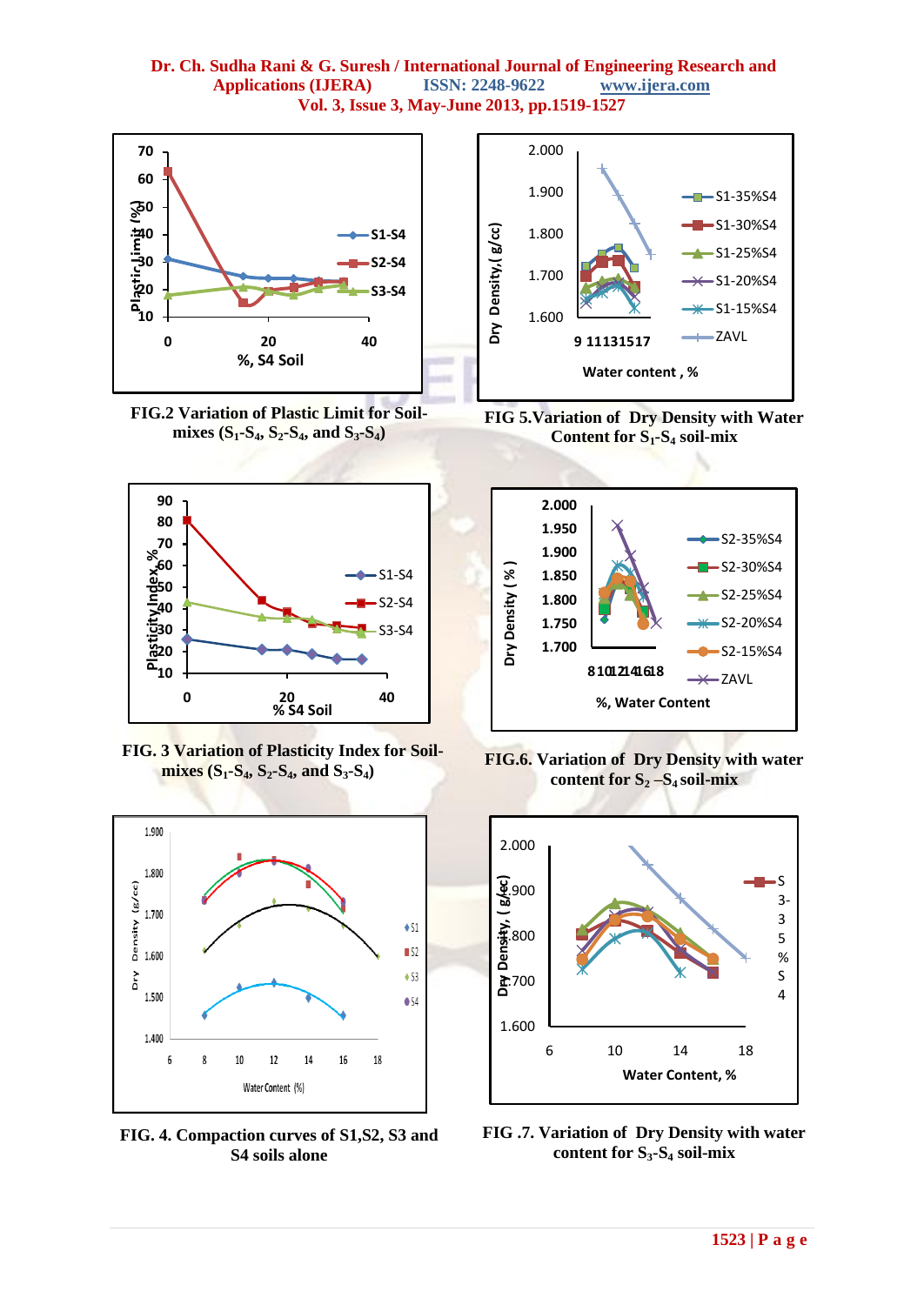FIG.2 Variation of Plastic Limit for Soil-mixes ($S_1$-$S_4$, $S_2$-$S_4$, and $S_3$-$S_4$)

FIG 5.Variation of Dry Density with Water Content for $S_1$-$S_4$ soil-mix

FIG. 3 Variation of Plasticity Index for Soil-mixes ($S_1$-$S_4$, $S_2$-$S_4$, and $S_3$-$S_4$)

FIG.6. Variation of Dry Density with water content for $S_2$ –$S_4$ soil-mix

FIG. 4. Compaction curves of S1,S2, S3 and S4 soils alone

FIG .7. Variation of Dry Density with water content for $S_3$-$S_4$ soil-mix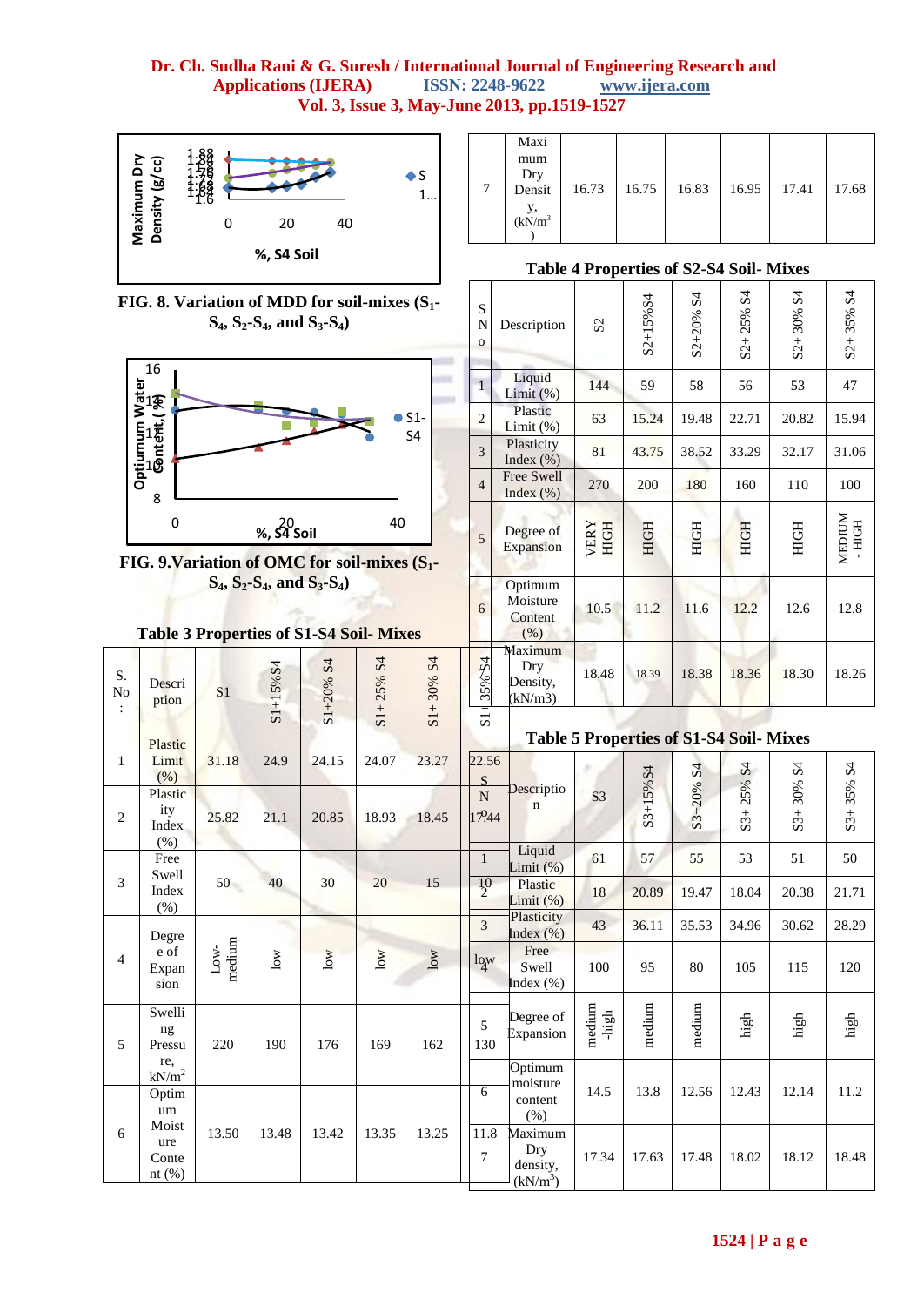FIG. 8. Variation of MDD for soil-mixes ($S_1$-$S_4$, $S_2$-$S_4$, and $S_3$-$S_4$)

FIG. 9. Variation of OMC for soil-mixes ($S_1$-$S_4$, $S_2$-$S_4$, and $S_3$-$S_4$)

**Table 3 Properties of S1-S4 Soil- Mixes**

| S. No: | Description | S1 | S1+15%S4 | S1+20% S4 | S1+ 25% S4 | S1+ 30% S4 | S1+ 35% S4 |
|---|---|---|---|---|---|---|---|
| 1 | Plastic Limit (%) | 31.18 | 24.9 | 24.15 | 24.07 | 23.27 | 22.56 |
| 2 | Plasticity Index (%) | 25.82 | 21.1 | 20.85 | 18.93 | 18.45 | 17.44 |
| 3 | Free Swell Index (%) | 50 | 40 | 30 | 20 | 15 | 10 |
| 4 | Degree of Expansion | Low-medium | low | low | low | low | low |
| 5 | Swelling Pressure, kN/m$^2$ | 220 | 190 | 176 | 169 | 162 | 130 |
| 6 | Optimum Moisture Content (%) | 13.50 | 13.48 | 13.42 | 13.35 | 13.25 | 11.8 |
| 7 | Maximum Dry Density, (kN/m$^3$) | 16.73 | 16.75 | 16.83 | 16.95 | 17.41 | 17.68 |

**Table 4 Properties of S2-S4 Soil- Mixes**

| S No | Description | S2 | S2+15%S4 | S2+20% S4 | S2+ 25% S4 | S2+ 30% S4 | S2+ 35% S4 |
|---|---|---|---|---|---|---|---|
| 1 | Liquid Limit (%) | 144 | 59 | 58 | 56 | 53 | 47 |
| 2 | Plastic Limit (%) | 63 | 15.24 | 19.48 | 22.71 | 20.82 | 15.94 |
| 3 | Plasticity Index (%) | 81 | 43.75 | 38.52 | 33.29 | 32.17 | 31.06 |
| 4 | Free Swell Index (%) | 270 | 200 | 180 | 160 | 110 | 100 |
| 5 | Degree of Expansion | VERY HIGH | HIGH | HIGH | HIGH | HIGH | MEDIUM - HIGH |
| 6 | Optimum Moisture Content (%) | 10.5 | 11.2 | 11.6 | 12.2 | 12.6 | 12.8 |
| 7 | Maximum Dry Density, (kN/m3) | 18.48 | 18.39 | 18.38 | 18.36 | 18.30 | 18.26 |

**Table 5 Properties of S1-S4 Soil- Mixes**

| S N o | Description | S3 | S3+15%S4 | S3+20% S4 | S3+ 25% S4 | S3+ 30% S4 | S3+ 35% S4 |
|---|---|---|---|---|---|---|---|
| 1 | Liquid Limit (%) | 61 | 57 | 55 | 53 | 51 | 50 |
| 2 | Plastic Limit (%) | 18 | 20.89 | 19.47 | 18.04 | 20.38 | 21.71 |
| 3 | Plasticity Index (%) | 43 | 36.11 | 35.53 | 34.96 | 30.62 | 28.29 |
| 4 | Free Swell Index (%) | 100 | 95 | 80 | 105 | 115 | 120 |
| 5 | Degree of Expansion | medium -high | medium | medium | high | high | high |
| 6 | Optimum moisture content (%) | 14.5 | 13.8 | 12.56 | 12.43 | 12.14 | 11.2 |
| 7 | Maximum Dry density, (kN/m$^3$) | 17.34 | 17.63 | 17.48 | 18.02 | 18.12 | 18.48 |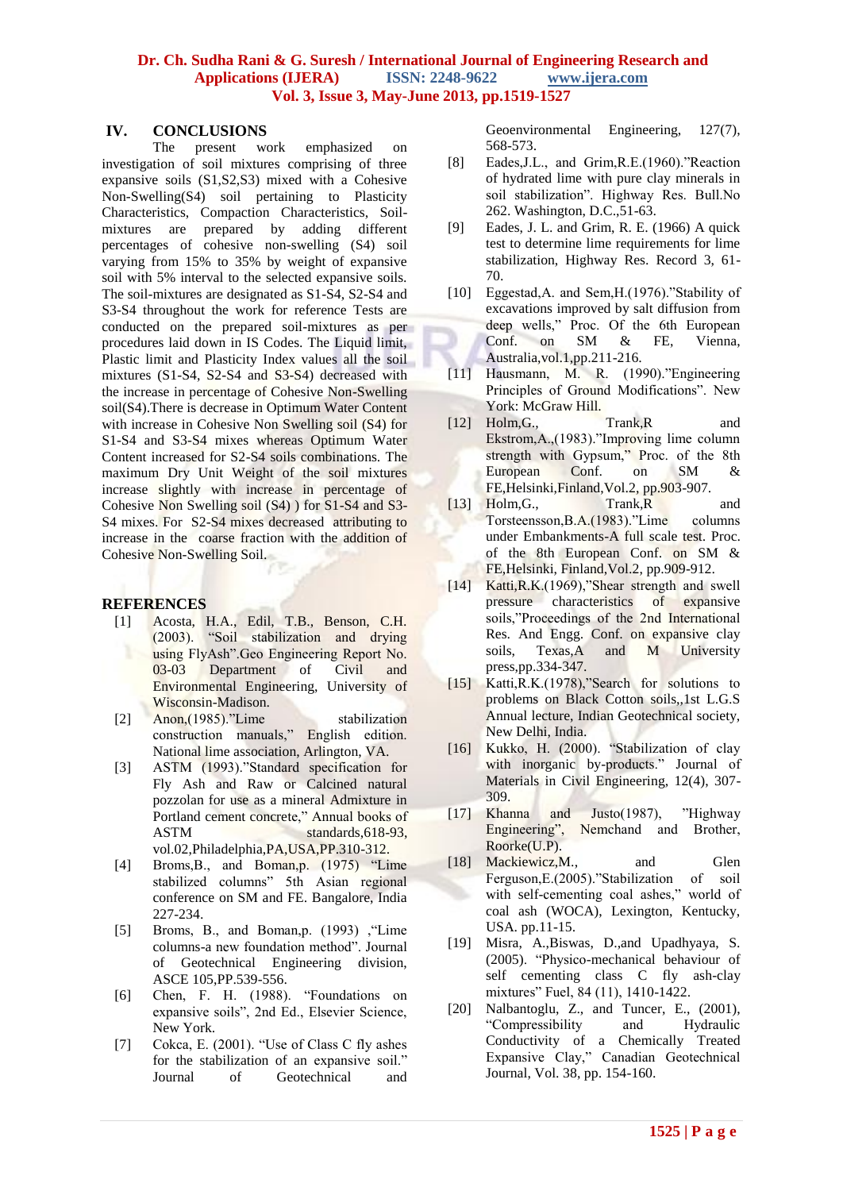## IV. CONCLUSIONS

The present work emphasized on investigation of soil mixtures comprising of three expansive soils (S1,S2,S3) mixed with a Cohesive Non-Swelling(S4) soil pertaining to Plasticity Characteristics, Compaction Characteristics, Soil-mixtures are prepared by adding different percentages of cohesive non-swelling (S4) soil varying from 15% to 35% by weight of expansive soil with 5% interval to the selected expansive soils. The soil-mixtures are designated as S1-S4, S2-S4 and S3-S4 throughout the work for reference Tests are conducted on the prepared soil-mixtures as per procedures laid down in IS Codes. The Liquid limit, Plastic limit and Plasticity Index values all the soil mixtures (S1-S4, S2-S4 and S3-S4) decreased with the increase in percentage of Cohesive Non-Swelling soil(S4).There is decrease in Optimum Water Content with increase in Cohesive Non Swelling soil (S4) for S1-S4 and S3-S4 mixes whereas Optimum Water Content increased for S2-S4 soils combinations. The maximum Dry Unit Weight of the soil mixtures increase slightly with increase in percentage of Cohesive Non Swelling soil (S4) ) for S1-S4 and S3-S4 mixes. For S2-S4 mixes decreased attributing to increase in the coarse fraction with the addition of Cohesive Non-Swelling Soil.

## REFERENCES

[1] Acosta, H.A., Edil, T.B., Benson, C.H. (2003). "Soil stabilization and drying using FlyAsh".Geo Engineering Report No. 03-03 Department of Civil and Environmental Engineering, University of Wisconsin-Madison.

[2] Anon,(1985)."Lime stabilization construction manuals," English edition. National lime association, Arlington, VA.

[3] ASTM (1993)."Standard specification for Fly Ash and Raw or Calcined natural pozzolan for use as a mineral Admixture in Portland cement concrete," Annual books of ASTM standards,618-93, vol.02,Philadelphia,PA,USA,PP.310-312.

[4] Broms,B., and Boman,p. (1975) "Lime stabilized columns" 5th Asian regional conference on SM and FE. Bangalore, India 227-234.

[5] Broms, B., and Boman,p. (1993) ,"Lime columns-a new foundation method". Journal of Geotechnical Engineering division, ASCE 105,PP.539-556.

[6] Chen, F. H. (1988). "Foundations on expansive soils", 2nd Ed., Elsevier Science, New York.

[7] Cokca, E. (2001). "Use of Class C fly ashes for the stabilization of an expansive soil." Journal of Geotechnical and Geoenvironmental Engineering, 127(7), 568-573.

[8] Eades,J.L., and Grim,R.E.(1960)."Reaction of hydrated lime with pure clay minerals in soil stabilization". Highway Res. Bull.No 262. Washington, D.C.,51-63.

[9] Eades, J. L. and Grim, R. E. (1966) A quick test to determine lime requirements for lime stabilization, Highway Res. Record 3, 61-70.

[10] Eggestad,A. and Sem,H.(1976)."Stability of excavations improved by salt diffusion from deep wells," Proc. Of the 6th European Conf. on SM & FE, Vienna, Australia,vol.1,pp.211-216.

[11] Hausmann, M. R. (1990)."Engineering Principles of Ground Modifications". New York: McGraw Hill.

[12] Holm,G., Trank,R and Ekstrom,A.,(1983)."Improving lime column strength with Gypsum," Proc. of the 8th European Conf. on SM & FE,Helsinki,Finland,Vol.2, pp.903-907.

[13] Holm,G., Trank,R and Torsteensson,B.A.(1983)."Lime columns under Embankments-A full scale test. Proc. of the 8th European Conf. on SM & FE,Helsinki, Finland,Vol.2, pp.909-912.

[14] Katti,R.K.(1969),"Shear strength and swell pressure characteristics of expansive soils,"Proceedings of the 2nd International Res. And Engg. Conf. on expansive clay soils, Texas,A and M University press,pp.334-347.

[15] Katti,R.K.(1978),"Search for solutions to problems on Black Cotton soils,,1st L.G.S Annual lecture, Indian Geotechnical society, New Delhi, India.

[16] Kukko, H. (2000). "Stabilization of clay with inorganic by-products." Journal of Materials in Civil Engineering, 12(4), 307-309.

[17] Khanna and Justo(1987), "Highway Engineering", Nemchand and Brother, Roorke(U.P).

[18] Mackiewicz,M., and Glen Ferguson,E.(2005)."Stabilization of soil with self-cementing coal ashes," world of coal ash (WOCA), Lexington, Kentucky, USA. pp.11-15.

[19] Misra, A.,Biswas, D.,and Upadhyaya, S. (2005). "Physico-mechanical behaviour of self cementing class C fly ash-clay mixtures" Fuel, 84 (11), 1410-1422.

[20] Nalbantoglu, Z., and Tuncer, E., (2001), "Compressibility and Hydraulic Conductivity of a Chemically Treated Expansive Clay," Canadian Geotechnical Journal, Vol. 38, pp. 154-160.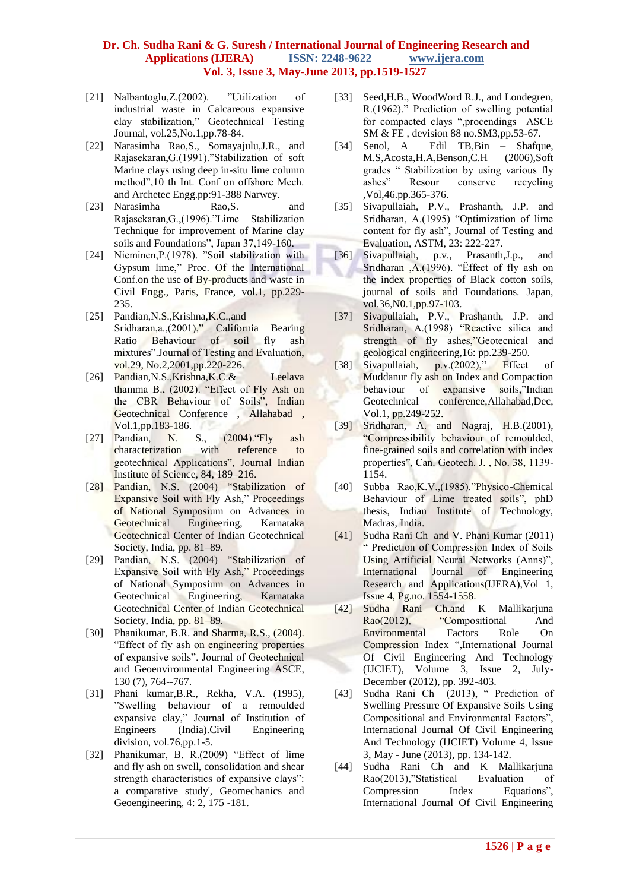[21] Nalbantoglu,Z.(2002). "Utilization of industrial waste in Calcareous expansive clay stabilization," Geotechnical Testing Journal, vol.25,No.1,pp.78-84.

[22] Narasimha Rao,S., Somayajulu,J.R., and Rajasekaran,G.(1991)."Stabilization of soft Marine clays using deep in-situ lime column method",10 th Int. Conf on offshore Mech. and Archetec Engg.pp:91-388 Narwey.

[23] Narasimha Rao,S. and Rajasekaran,G.,(1996)."Lime Stabilization Technique for improvement of Marine clay soils and Foundations", Japan 37,149-160.

[24] Nieminen,P.(1978). "Soil stabilization with Gypsum lime," Proc. Of the International Conf.on the use of By-products and waste in Civil Engg., Paris, France, vol.1, pp.229-235.

[25] Pandian,N.S.,Krishna,K.C.,and Sridharan,a.,(2001)," California Bearing Ratio Behaviour of soil fly ash mixtures".Journal of Testing and Evaluation, vol.29, No.2,2001,pp.220-226.

[26] Pandian,N.S.,Krishna,K.C.& Leelava thamma B., (2002). "Effect of Fly Ash on the CBR Behaviour of Soils", Indian Geotechnical Conference , Allahabad , Vol.1,pp.183-186.

[27] Pandian, N. S., (2004)."Fly ash characterization with reference to geotechnical Applications", Journal Indian Institute of Science, 84, 189–216.

[28] Pandian, N.S. (2004) "Stabilization of Expansive Soil with Fly Ash," Proceedings of National Symposium on Advances in Geotechnical Engineering, Karnataka Geotechnical Center of Indian Geotechnical Society, India, pp. 81–89.

[29] Pandian, N.S. (2004) "Stabilization of Expansive Soil with Fly Ash," Proceedings of National Symposium on Advances in Geotechnical Engineering, Karnataka Geotechnical Center of Indian Geotechnical Society, India, pp. 81–89.

[30] Phanikumar, B.R. and Sharma, R.S., (2004). "Effect of fly ash on engineering properties of expansive soils". Journal of Geotechnical and Geoenvironmental Engineering ASCE, 130 (7), 764--767.

[31] Phani kumar,B.R., Rekha, V.A. (1995), "Swelling behaviour of a remoulded expansive clay," Journal of Institution of Engineers (India).Civil Engineering division, vol.76,pp.1-5.

[32] Phanikumar, B. R.(2009) "Effect of lime and fly ash on swell, consolidation and shear strength characteristics of expansive clays": a comparative study', Geomechanics and Geoengineering, 4: 2, 175 -181.

[33] Seed,H.B., WoodWord R.J., and Londegren, R.(1962)." Prediction of swelling potential for compacted clays ",procendings ASCE SM & FE , devision 88 no.SM3,pp.53-67.

[34] Senol, A Edil TB,Bin – Shafque, M.S,Acosta,H.A,Benson,C.H (2006),Soft grades " Stabilization by using various fly ashes" Resour conserve recycling ,Vol,46.pp.365-376.

[35] Sivapullaiah, P.V., Prashanth, J.P. and Sridharan, A.(1995) "Optimization of lime content for fly ash", Journal of Testing and Evaluation, ASTM, 23: 222-227.

[36] Sivapullaiah, p.v., Prasanth,J.p., and Sridharan ,A.(1996). "Ëffect of fly ash on the index properties of Black cotton soils, journal of soils and Foundations. Japan, vol.36,N0.1,pp.97-103.

[37] Sivapullaiah, P.V., Prashanth, J.P. and Sridharan, A.(1998) "Reactive silica and strength of fly ashes,"Geotecnical and geological engineering,16: pp.239-250.

[38] Sivapullaiah, p.v.(2002)," Effect of Muddanur fly ash on Index and Compaction behaviour of expansive soils,"Indian Geotechnical conference,Allahabad,Dec, Vol.1, pp.249-252.

[39] Sridharan, A. and Nagraj, H.B.(2001), "Compressibility behaviour of remoulded, fine-grained soils and correlation with index properties", Can. Geotech. J. , No. 38, 1139-1154.

[40] Subba Rao,K.V.,(1985)."Physico-Chemical Behaviour of Lime treated soils", phD thesis, Indian Institute of Technology, Madras, India.

[41] Sudha Rani Ch and V. Phani Kumar (2011) " Prediction of Compression Index of Soils Using Artificial Neural Networks (Anns)", International Journal of Engineering Research and Applications(IJERA),Vol 1, Issue 4, Pg.no. 1554-1558.

[42] Sudha Rani Ch.and K Mallikarjuna Rao(2012), "Compositional And Environmental Factors Role On Compression Index ",International Journal Of Civil Engineering And Technology (IJCIET), Volume 3, Issue 2, July-December (2012), pp. 392-403.

[43] Sudha Rani Ch (2013), " Prediction of Swelling Pressure Of Expansive Soils Using Compositional and Environmental Factors", International Journal Of Civil Engineering And Technology (IJCIET) Volume 4, Issue 3, May - June (2013), pp. 134-142.

[44] Sudha Rani Ch and K Mallikarjuna Rao(2013),"Statistical Evaluation of Compression Index Equations", International Journal Of Civil Engineering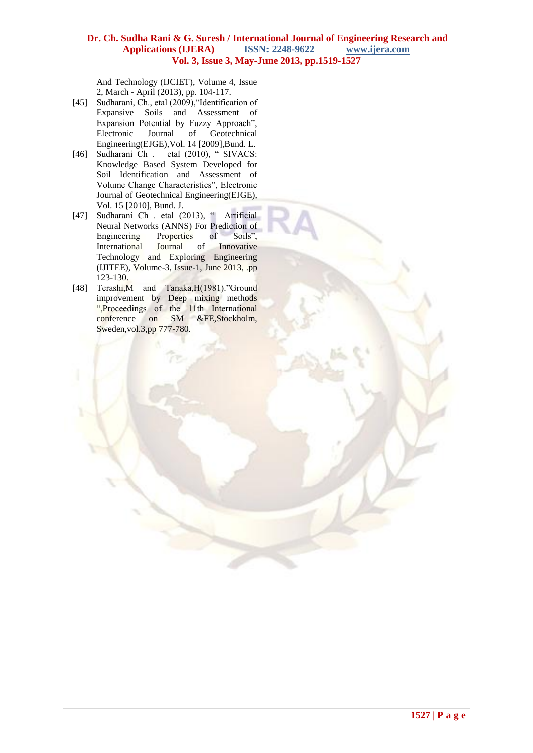And Technology (IJCIET), Volume 4, Issue 2, March - April (2013), pp. 104-117.

[45] Sudharani, Ch., etal (2009),"Identification of Expansive Soils and Assessment of Expansion Potential by Fuzzy Approach", Electronic Journal of Geotechnical Engineering(EJGE),Vol. 14 [2009],Bund. L.

[46] Sudharani Ch . etal (2010), " SIVACS: Knowledge Based System Developed for Soil Identification and Assessment of Volume Change Characteristics", Electronic Journal of Geotechnical Engineering(EJGE), Vol. 15 [2010], Bund. J.

[47] Sudharani Ch . etal (2013), " Artificial Neural Networks (ANNS) For Prediction of Engineering Properties of Soils", International Journal of Innovative Technology and Exploring Engineering (IJITEE), Volume-3, Issue-1, June 2013, .pp 123-130.

[48] Terashi,M and Tanaka,H(1981)."Ground improvement by Deep mixing methods ",Proceedings of the 11th International conference on SM &FE,Stockholm, Sweden,vol.3,pp 777-780.